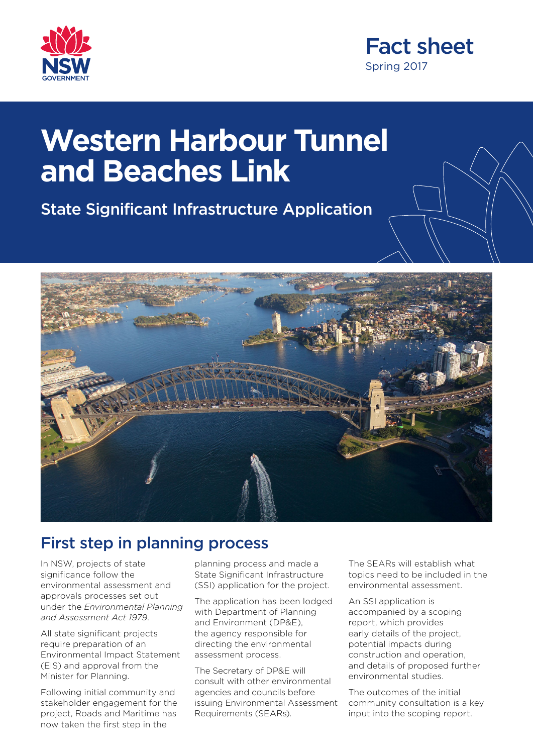Fact sheet
Spring 2017

# Western Harbour Tunnel and Beaches Link

State Significant Infrastructure Application

## First step in planning process

In NSW, projects of state significance follow the environmental assessment and approvals processes set out under the *Environmental Planning and Assessment Act 1979*.

All state significant projects require preparation of an Environmental Impact Statement (EIS) and approval from the Minister for Planning.

Following initial community and stakeholder engagement for the project, Roads and Maritime has now taken the first step in the planning process and made a State Significant Infrastructure (SSI) application for the project.

The application has been lodged with Department of Planning and Environment (DP&E), the agency responsible for directing the environmental assessment process.

The Secretary of DP&E will consult with other environmental agencies and councils before issuing Environmental Assessment Requirements (SEARs).

The SEARs will establish what topics need to be included in the environmental assessment.

An SSI application is accompanied by a scoping report, which provides early details of the project, potential impacts during construction and operation, and details of proposed further environmental studies.

The outcomes of the initial community consultation is a key input into the scoping report.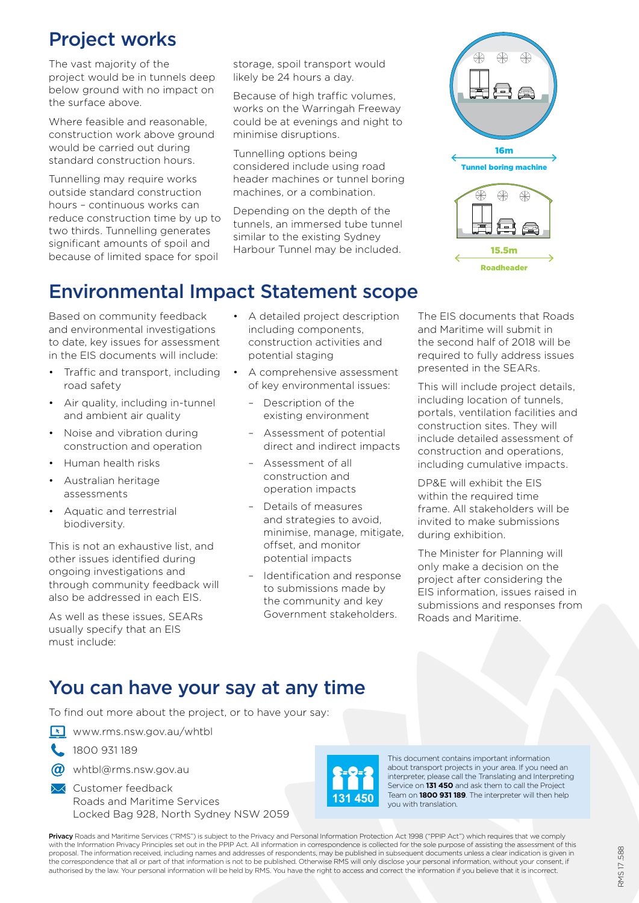## Project works

The vast majority of the project would be in tunnels deep below ground with no impact on the surface above.

Where feasible and reasonable, construction work above ground would be carried out during standard construction hours.

Tunnelling may require works outside standard construction hours – continuous works can reduce construction time by up to two thirds. Tunnelling generates significant amounts of spoil and because of limited space for spoil storage, spoil transport would likely be 24 hours a day.

Because of high traffic volumes, works on the Warringah Freeway could be at evenings and night to minimise disruptions.

Tunnelling options being considered include using road header machines or tunnel boring machines, or a combination.

Depending on the depth of the tunnels, an immersed tube tunnel similar to the existing Sydney Harbour Tunnel may be included.

16m
Tunnel boring machine

15.5m
Roadheader

## Environmental Impact Statement scope

Based on community feedback and environmental investigations to date, key issues for assessment in the EIS documents will include:

- Traffic and transport, including road safety
- Air quality, including in-tunnel and ambient air quality
- Noise and vibration during construction and operation
- Human health risks
- Australian heritage assessments
- Aquatic and terrestrial biodiversity.

This is not an exhaustive list, and other issues identified during ongoing investigations and through community feedback will also be addressed in each EIS.

As well as these issues, SEARs usually specify that an EIS must include:

- A detailed project description including components, construction activities and potential staging
- A comprehensive assessment of key environmental issues:
  - Description of the existing environment
  - Assessment of potential direct and indirect impacts
  - Assessment of all construction and operation impacts
  - Details of measures and strategies to avoid, minimise, manage, mitigate, offset, and monitor potential impacts
  - Identification and response to submissions made by the community and key Government stakeholders.

The EIS documents that Roads and Maritime will submit in the second half of 2018 will be required to fully address issues presented in the SEARs.

This will include project details, including location of tunnels, portals, ventilation facilities and construction sites. They will include detailed assessment of construction and operations, including cumulative impacts.

DP&E will exhibit the EIS within the required time frame. All stakeholders will be invited to make submissions during exhibition.

The Minister for Planning will only make a decision on the project after considering the EIS information, issues raised in submissions and responses from Roads and Maritime.

## You can have your say at any time

To find out more about the project, or to have your say:

- www.rms.nsw.gov.au/whtbl
- 1800 931 189
- whtbl@rms.nsw.gov.au
- Customer feedback
  Roads and Maritime Services
  Locked Bag 928, North Sydney NSW 2059

131 450

This document contains important information about transport projects in your area. If you need an interpreter, please call the Translating and Interpreting Service on **131 450** and ask them to call the Project Team on **1800 931 189**. The interpreter will then help you with translation.

**Privacy** Roads and Maritime Services ("RMS") is subject to the Privacy and Personal Information Protection Act 1998 ("PPIP Act") which requires that we comply with the Information Privacy Principles set out in the PPIP Act. All information in correspondence is collected for the sole purpose of assisting the assessment of this proposal. The information received, including names and addresses of respondents, may be published in subsequent documents unless a clear indication is given in the correspondence that all or part of that information is not to be published. Otherwise RMS will only disclose your personal information, without your consent, if authorised by the law. Your personal information will be held by RMS. You have the right to access and correct the information if you believe that it is incorrect.

RMS 17.588